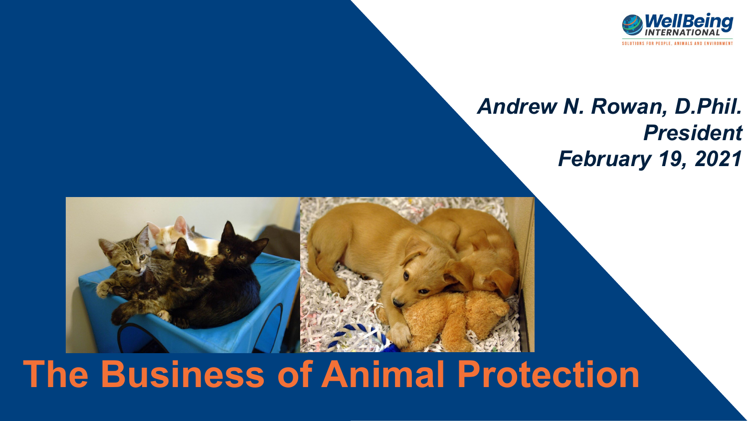WellBeing INTERNATIONAL

SOLUTIONS FOR PEOPLE, ANIMALS AND ENVIRONMENT

*Andrew N. Rowan, D.Phil.*
*President*
*February 19, 2021*

# The Business of Animal Protection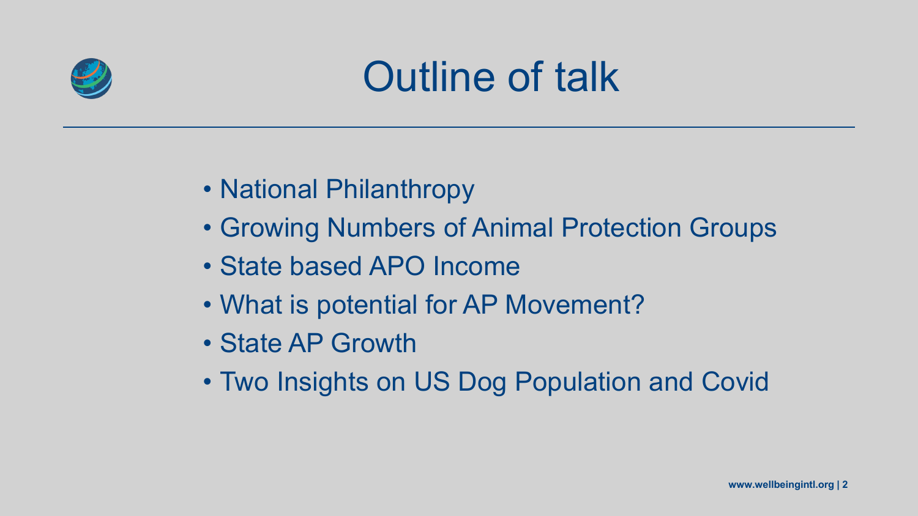# Outline of talk

- National Philanthropy
- Growing Numbers of Animal Protection Groups
- State based APO Income
- What is potential for AP Movement?
- State AP Growth
- Two Insights on US Dog Population and Covid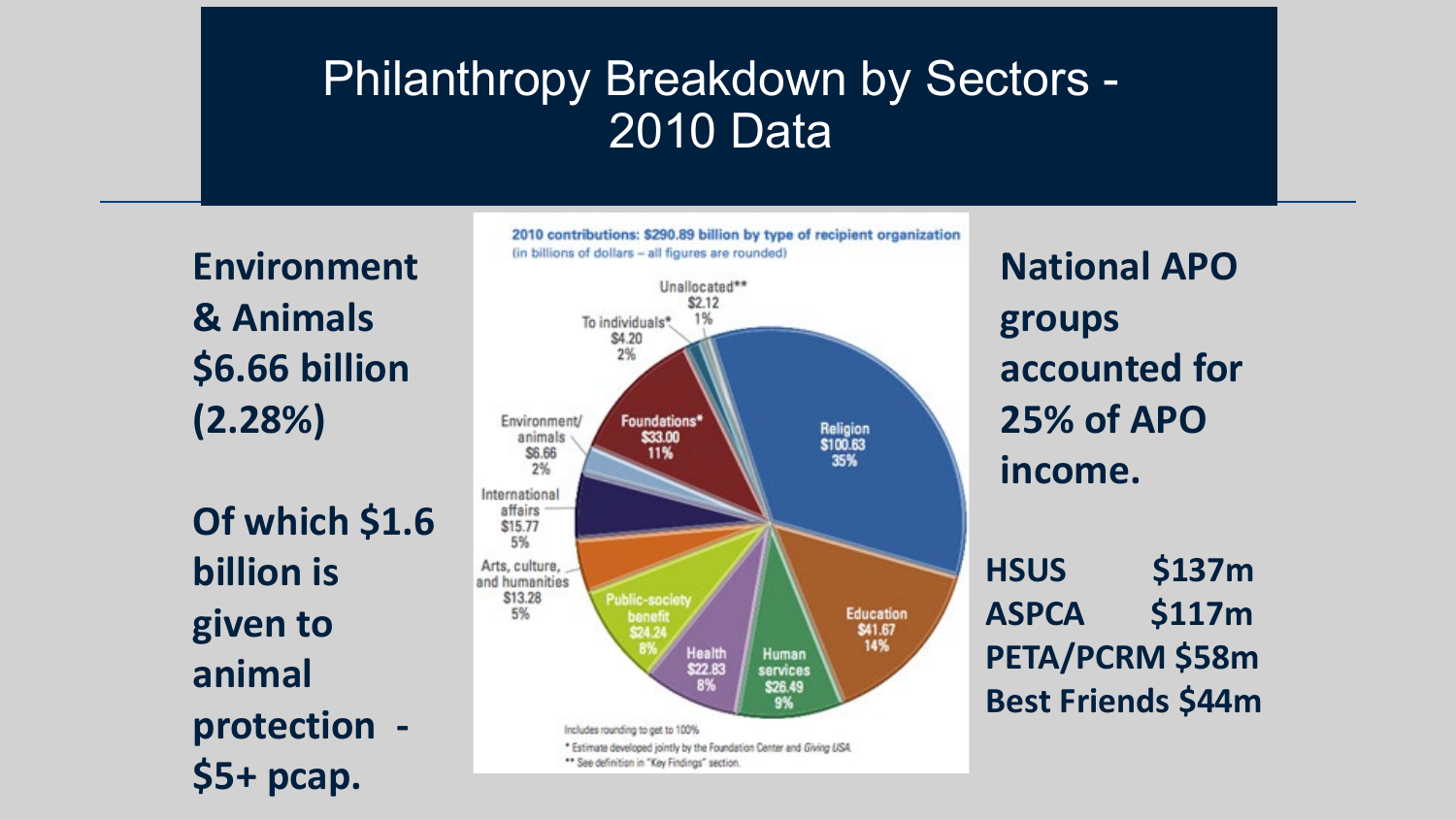# Philanthropy Breakdown by Sectors - 2010 Data

**Environment & Animals $6.66 billion (2.28%)**

**Of which $1.6 billion is given to animal protection - $5+ pcap.**

2010 contributions: $290.89 billion by type of recipient organization
(in billions of dollars – all figures are rounded)

| Recipient | Amount | Share |
| --- | --- | --- |
| Religion | $100.63 | 35% |
| Education | $41.67 | 14% |
| Foundations* | $33.00 | 11% |
| Human services | $26.49 | 9% |
| Public-society benefit | $24.24 | 8% |
| Health | $22.83 | 8% |
| International affairs | $15.77 | 5% |
| Arts, culture, and humanities | $13.28 | 5% |
| Environment/animals | $6.66 | 2% |
| To individuals* | $4.20 | 2% |
| Unallocated** | $2.12 | 1% |

Includes rounding to get to 100%

\* Estimate developed jointly by the Foundation Center and *Giving USA*.

\*\* See definition in "Key Findings" section.

**National APO groups accounted for 25% of APO income.**

**HSUS $137m**
**ASPCA $117m**
**PETA/PCRM $58m**
**Best Friends $44m**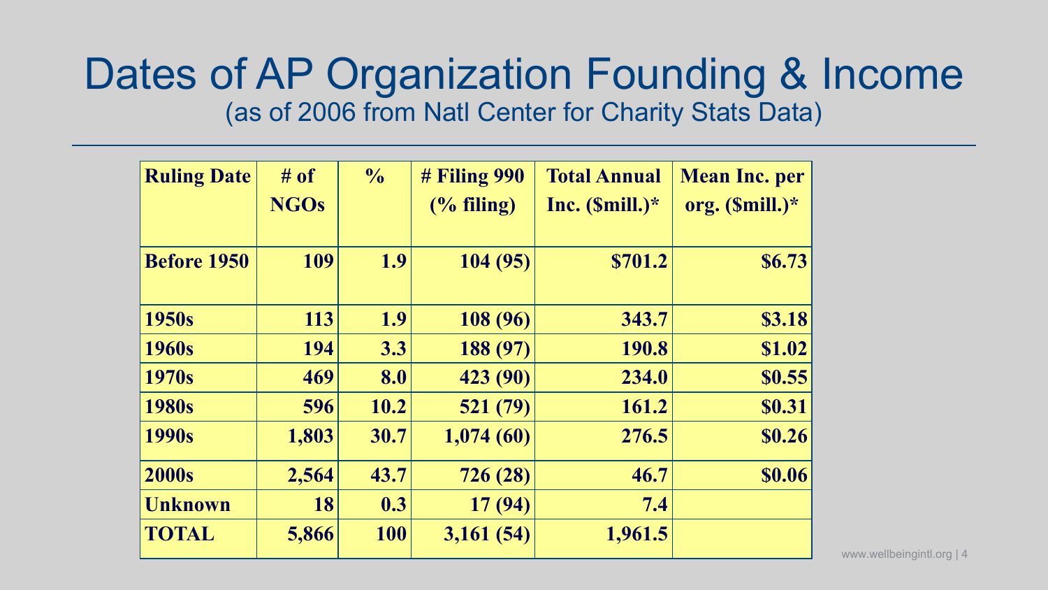# Dates of AP Organization Founding & Income

(as of 2006 from Natl Center for Charity Stats Data)

| Ruling Date | # of NGOs | % | # Filing 990 (% filing) | Total Annual Inc. ($mill.)* | Mean Inc. per org. ($mill.)* |
|---|---|---|---|---|---|
| **Before 1950** | **109** | **1.9** | **104 (95)** | **$701.2** | **$6.73** |
| **1950s** | **113** | **1.9** | **108 (96)** | **343.7** | **$3.18** |
| **1960s** | **194** | **3.3** | **188 (97)** | **190.8** | **$1.02** |
| **1970s** | **469** | **8.0** | **423 (90)** | **234.0** | **$0.55** |
| **1980s** | **596** | **10.2** | **521 (79)** | **161.2** | **$0.31** |
| **1990s** | **1,803** | **30.7** | **1,074 (60)** | **276.5** | **$0.26** |
| **2000s** | **2,564** | **43.7** | **726 (28)** | **46.7** | **$0.06** |
| **Unknown** | **18** | **0.3** | **17 (94)** | **7.4** | |
| **TOTAL** | **5,866** | **100** | **3,161 (54)** | **1,961.5** | |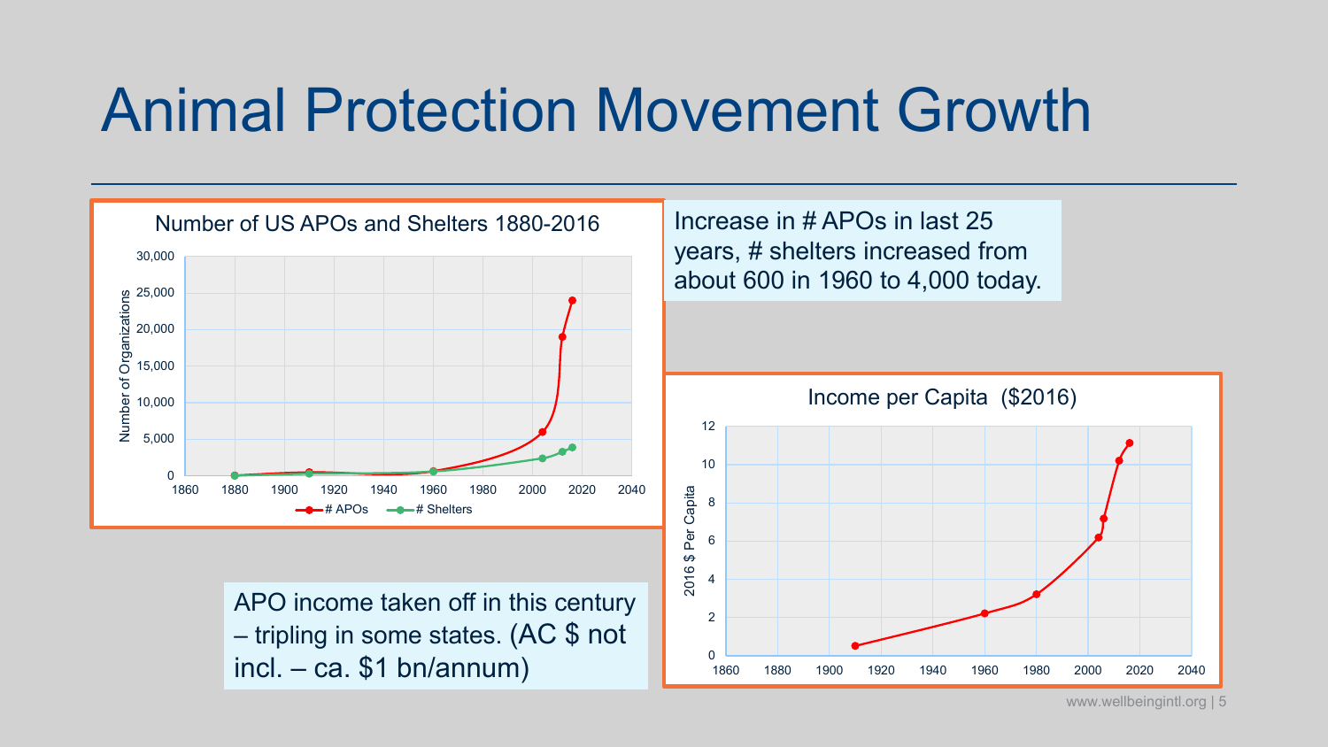# Animal Protection Movement Growth

**Number of US APOs and Shelters 1880-2016**

Increase in # APOs in last 25 years, # shelters increased from about 600 in 1960 to 4,000 today.

**Income per Capita ($2016)**

APO income taken off in this century – tripling in some states. (AC $ not incl. – ca. $1 bn/annum)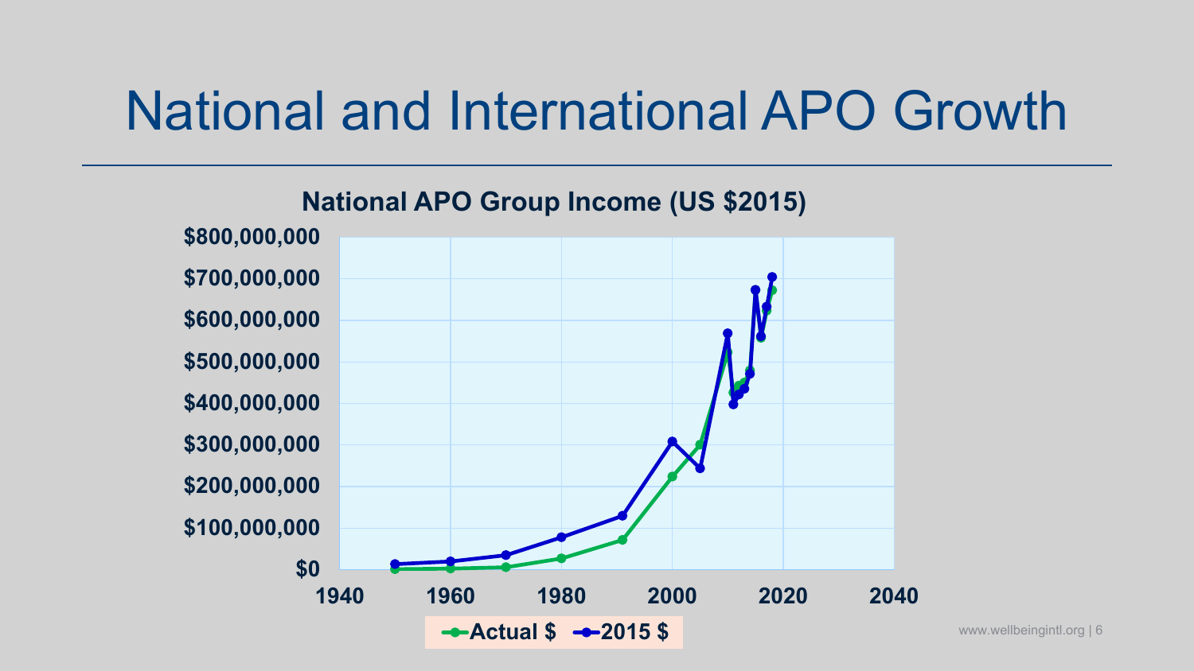# National and International APO Growth

**National APO Group Income (US $2015)**

- Y-axis: $0, $100,000,000, $200,000,000, $300,000,000, $400,000,000, $500,000,000, $600,000,000, $700,000,000, $800,000,000
- X-axis: 1940, 1960, 1980, 2000, 2020, 2040
- Legend: Actual $, 2015 $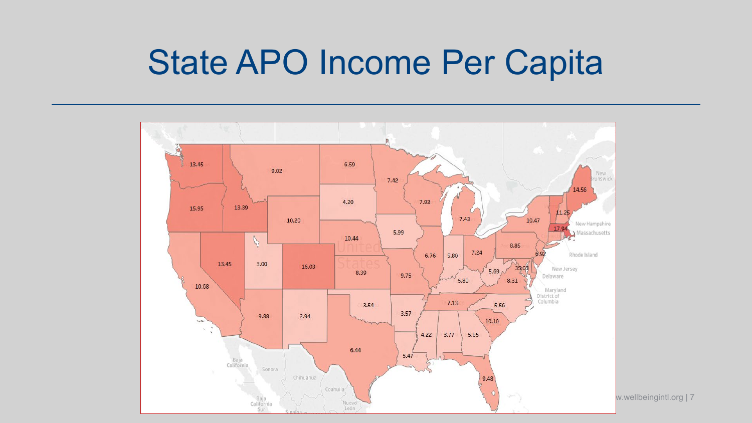# State APO Income Per Capita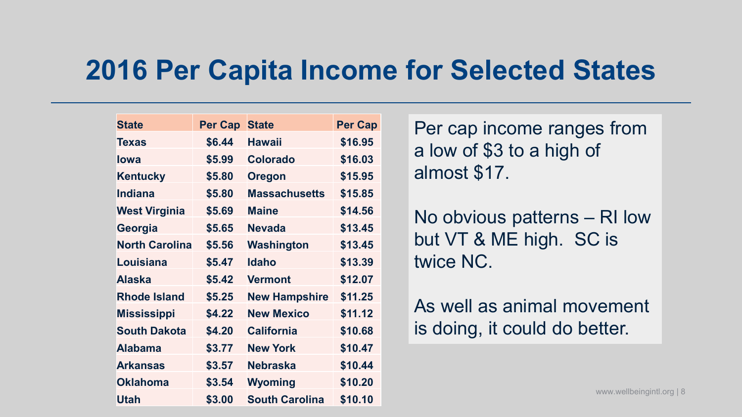# 2016 Per Capita Income for Selected States

| State | Per Cap | State | Per Cap |
|---|---|---|---|
| Texas | $6.44 | Hawaii | $16.95 |
| Iowa | $5.99 | Colorado | $16.03 |
| Kentucky | $5.80 | Oregon | $15.95 |
| Indiana | $5.80 | Massachusetts | $15.85 |
| West Virginia | $5.69 | Maine | $14.56 |
| Georgia | $5.65 | Nevada | $13.45 |
| North Carolina | $5.56 | Washington | $13.45 |
| Louisiana | $5.47 | Idaho | $13.39 |
| Alaska | $5.42 | Vermont | $12.07 |
| Rhode Island | $5.25 | New Hampshire | $11.25 |
| Mississippi | $4.22 | New Mexico | $11.12 |
| South Dakota | $4.20 | California | $10.68 |
| Alabama | $3.77 | New York | $10.47 |
| Arkansas | $3.57 | Nebraska | $10.44 |
| Oklahoma | $3.54 | Wyoming | $10.20 |
| Utah | $3.00 | South Carolina | $10.10 |

Per cap income ranges from a low of $3 to a high of almost $17.

No obvious patterns – RI low but VT & ME high. SC is twice NC.

As well as animal movement is doing, it could do better.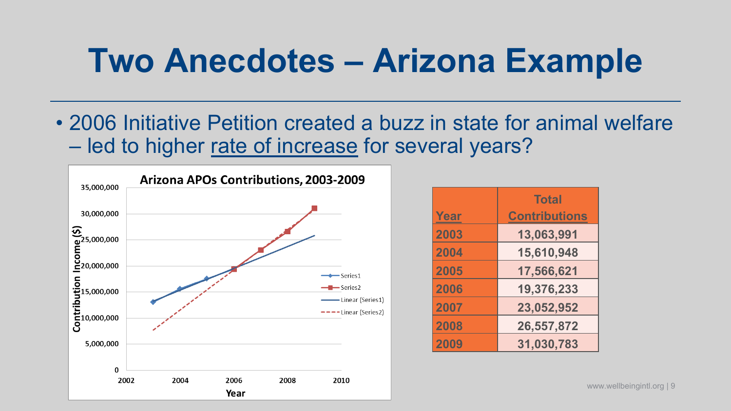# Two Anecdotes – Arizona Example

- 2006 Initiative Petition created a buzz in state for animal welfare – led to higher rate of increase for several years?

**Arizona APOs Contributions, 2003-2009**

| Year | Total Contributions |
|---|---|
| 2003 | 13,063,991 |
| 2004 | 15,610,948 |
| 2005 | 17,566,621 |
| 2006 | 19,376,233 |
| 2007 | 23,052,952 |
| 2008 | 26,557,872 |
| 2009 | 31,030,783 |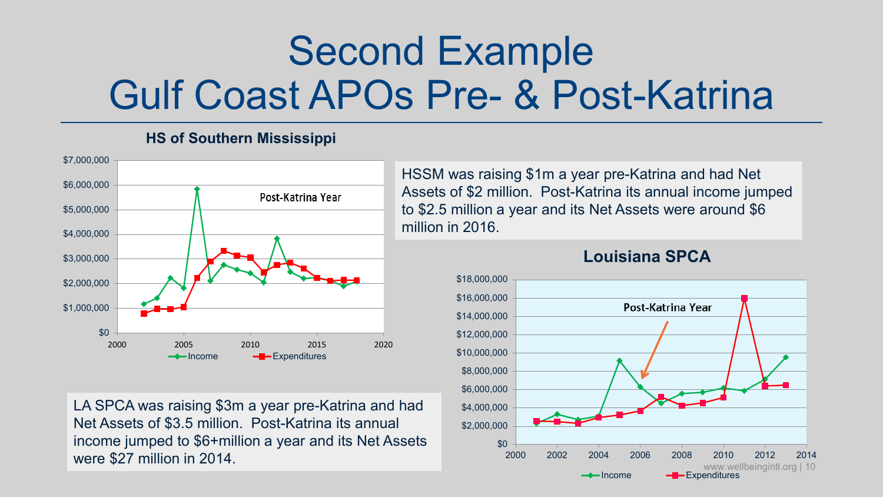# Second Example
# Gulf Coast APOs Pre- & Post-Katrina

### HS of Southern Mississippi

HSSM was raising $1m a year pre-Katrina and had Net Assets of $2 million. Post-Katrina its annual income jumped to $2.5 million a year and its Net Assets were around $6 million in 2016.

### Louisiana SPCA

LA SPCA was raising $3m a year pre-Katrina and had Net Assets of $3.5 million. Post-Katrina its annual income jumped to $6+million a year and its Net Assets were $27 million in 2014.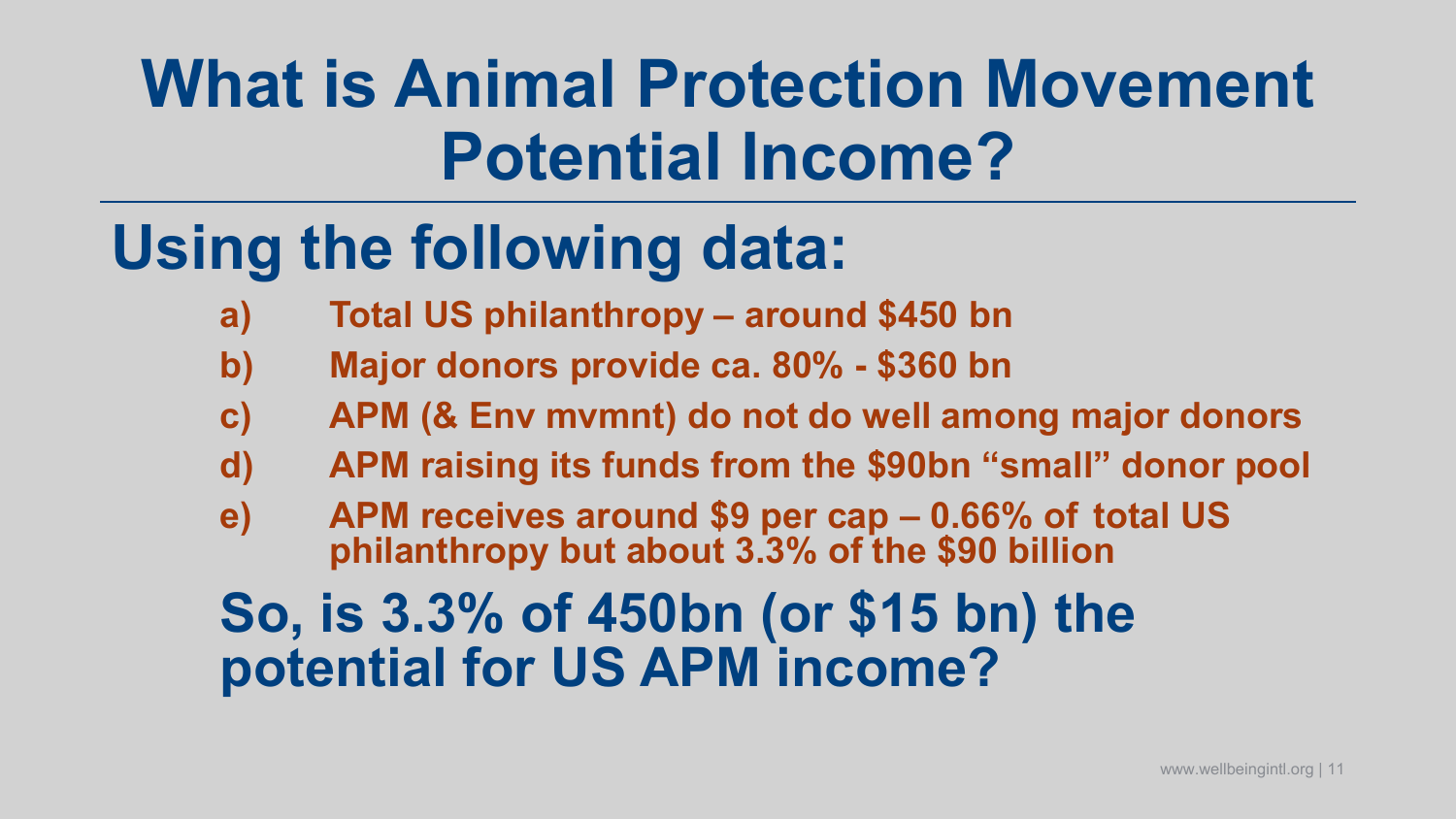# What is Animal Protection Movement Potential Income?

## Using the following data:

a) Total US philanthropy – around $450 bn

b) Major donors provide ca. 80% - $360 bn

c) APM (& Env mvmnt) do not do well among major donors

d) APM raising its funds from the $90bn "small" donor pool

e) APM receives around $9 per cap – 0.66% of total US philanthropy but about 3.3% of the $90 billion

## So, is 3.3% of 450bn (or $15 bn) the potential for US APM income?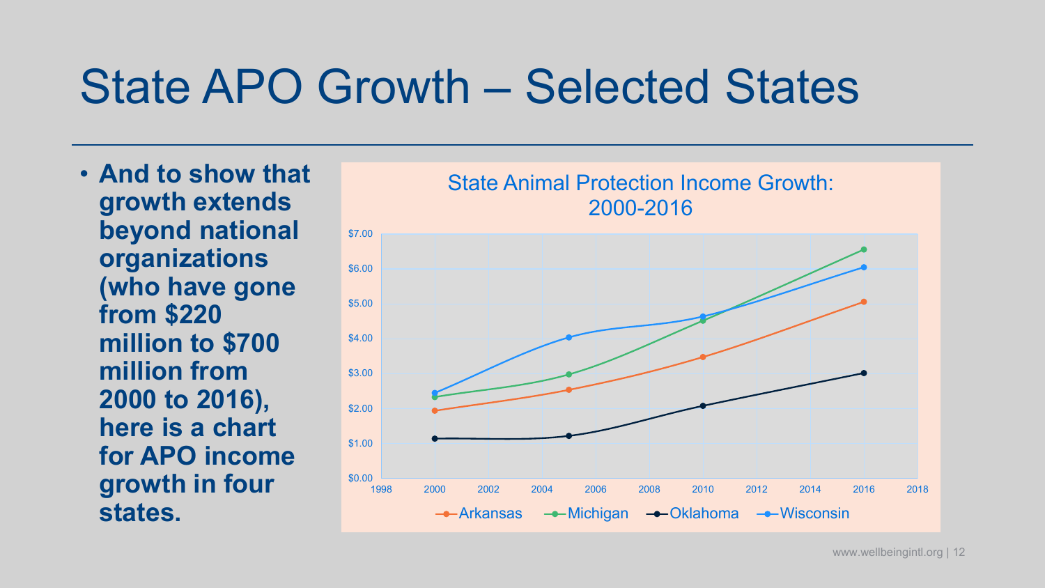# State APO Growth – Selected States

- **And to show that growth extends beyond national organizations (who have gone from $220 million to $700 million from 2000 to 2016), here is a chart for APO income growth in four states.**

State Animal Protection Income Growth: 2000-2016

| Year | Arkansas | Michigan | Oklahoma | Wisconsin |
|---|---|---|---|---|
| 2000 | $1.95 | $2.33 | $1.15 | $2.45 |
| 2005 | $2.55 | $2.98 | $1.22 | $4.04 |
| 2010 | $3.48 | $4.52 | $2.08 | $4.64 |
| 2016 | $5.06 | $6.56 | $3.02 | $6.05 |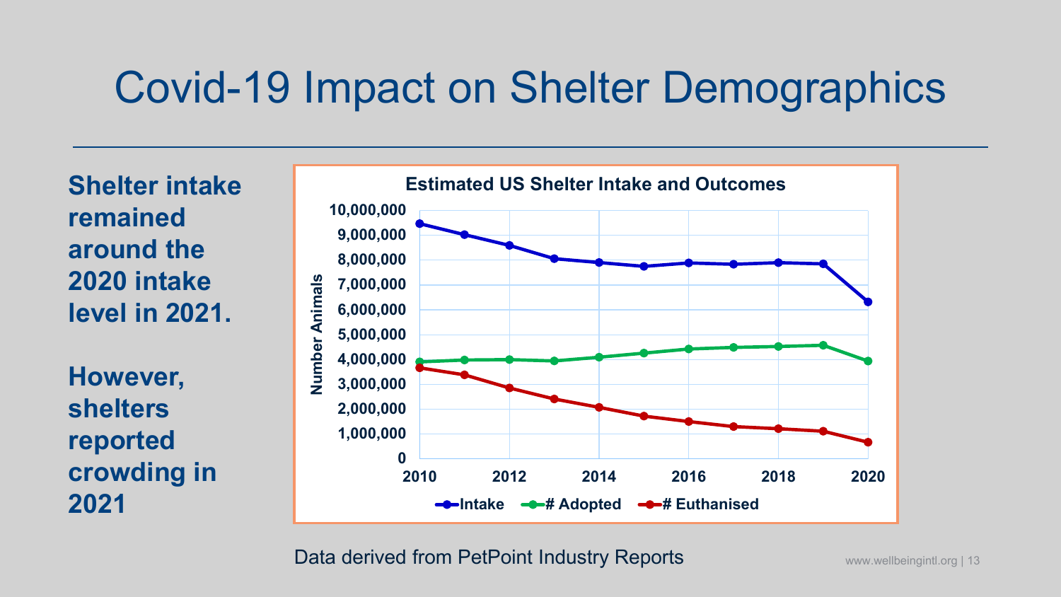# Covid-19 Impact on Shelter Demographics

**Shelter intake remained around the 2020 intake level in 2021.**

**However, shelters reported crowding in 2021**

**Estimated US Shelter Intake and Outcomes**

Data derived from PetPoint Industry Reports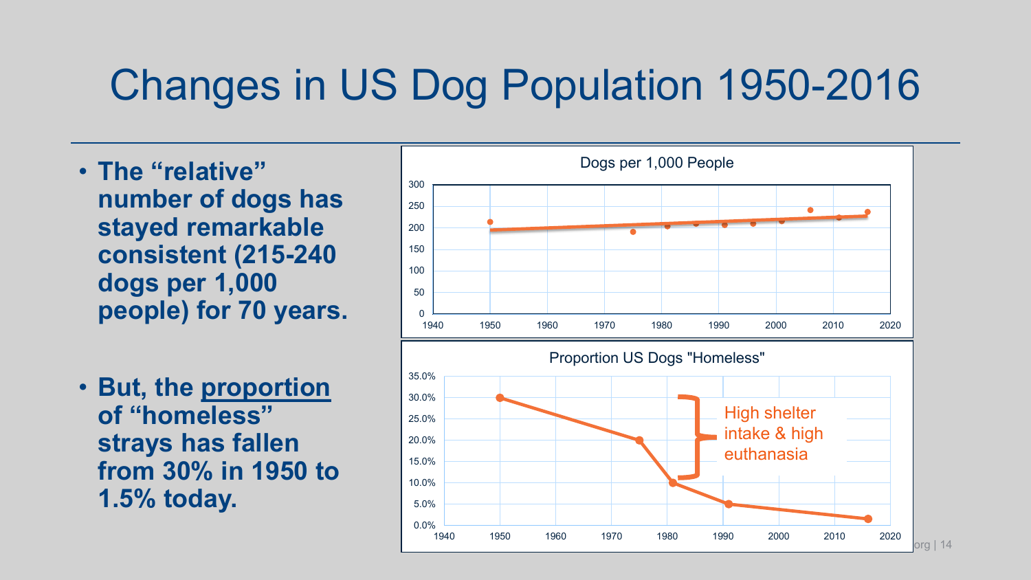# Changes in US Dog Population 1950-2016

- **The "relative" number of dogs has stayed remarkable consistent (215-240 dogs per 1,000 people) for 70 years.**
- **But, the proportion of "homeless" strays has fallen from 30% in 1950 to 1.5% today.**

Dogs per 1,000 People

Proportion US Dogs "Homeless"

High shelter intake & high euthanasia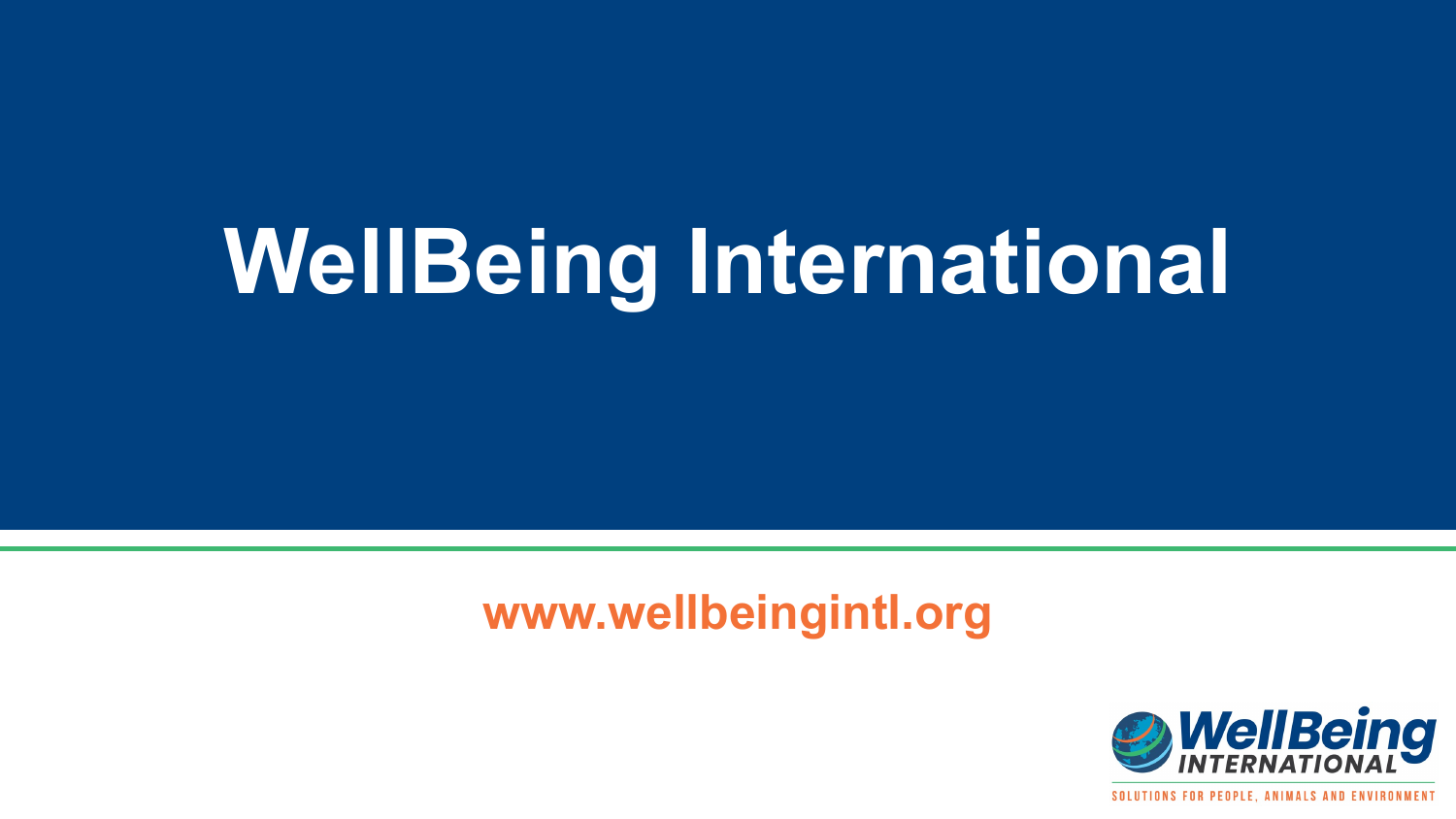# WellBeing International

www.wellbeingintl.org

WellBeing INTERNATIONAL

SOLUTIONS FOR PEOPLE, ANIMALS AND ENVIRONMENT